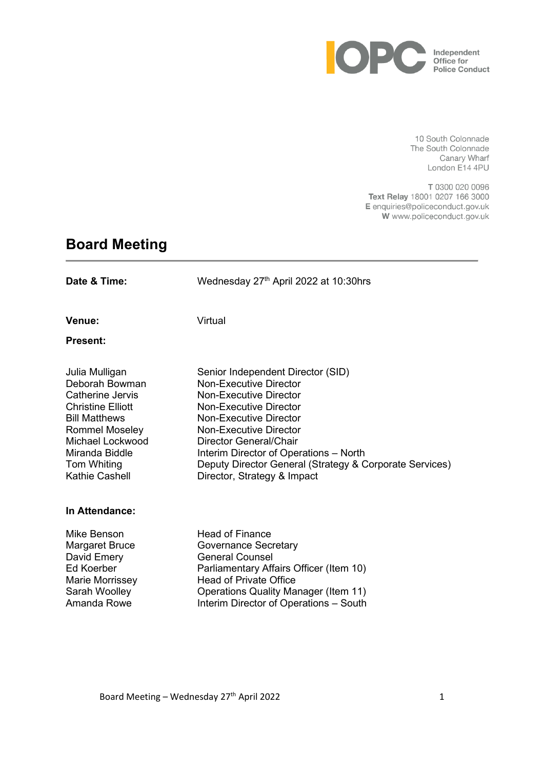Independent Office for Police Conduct

10 South Colonnade
The South Colonnade
Canary Wharf
London E14 4PU

T 0300 020 0096
**Text Relay** 18001 0207 166 3000
**E** enquiries@policeconduct.gov.uk
**W** www.policeconduct.gov.uk

# Board Meeting

**Date & Time:** Wednesday 27th April 2022 at 10:30hrs

**Venue:** Virtual

**Present:**

| | |
|---|---|
| Julia Mulligan | Senior Independent Director (SID) |
| Deborah Bowman | Non-Executive Director |
| Catherine Jervis | Non-Executive Director |
| Christine Elliott | Non-Executive Director |
| Bill Matthews | Non-Executive Director |
| Rommel Moseley | Non-Executive Director |
| Michael Lockwood | Director General/Chair |
| Miranda Biddle | Interim Director of Operations – North |
| Tom Whiting | Deputy Director General (Strategy & Corporate Services) |
| Kathie Cashell | Director, Strategy & Impact |

**In Attendance:**

| | |
|---|---|
| Mike Benson | Head of Finance |
| Margaret Bruce | Governance Secretary |
| David Emery | General Counsel |
| Ed Koerber | Parliamentary Affairs Officer (Item 10) |
| Marie Morrissey | Head of Private Office |
| Sarah Woolley | Operations Quality Manager (Item 11) |
| Amanda Rowe | Interim Director of Operations – South |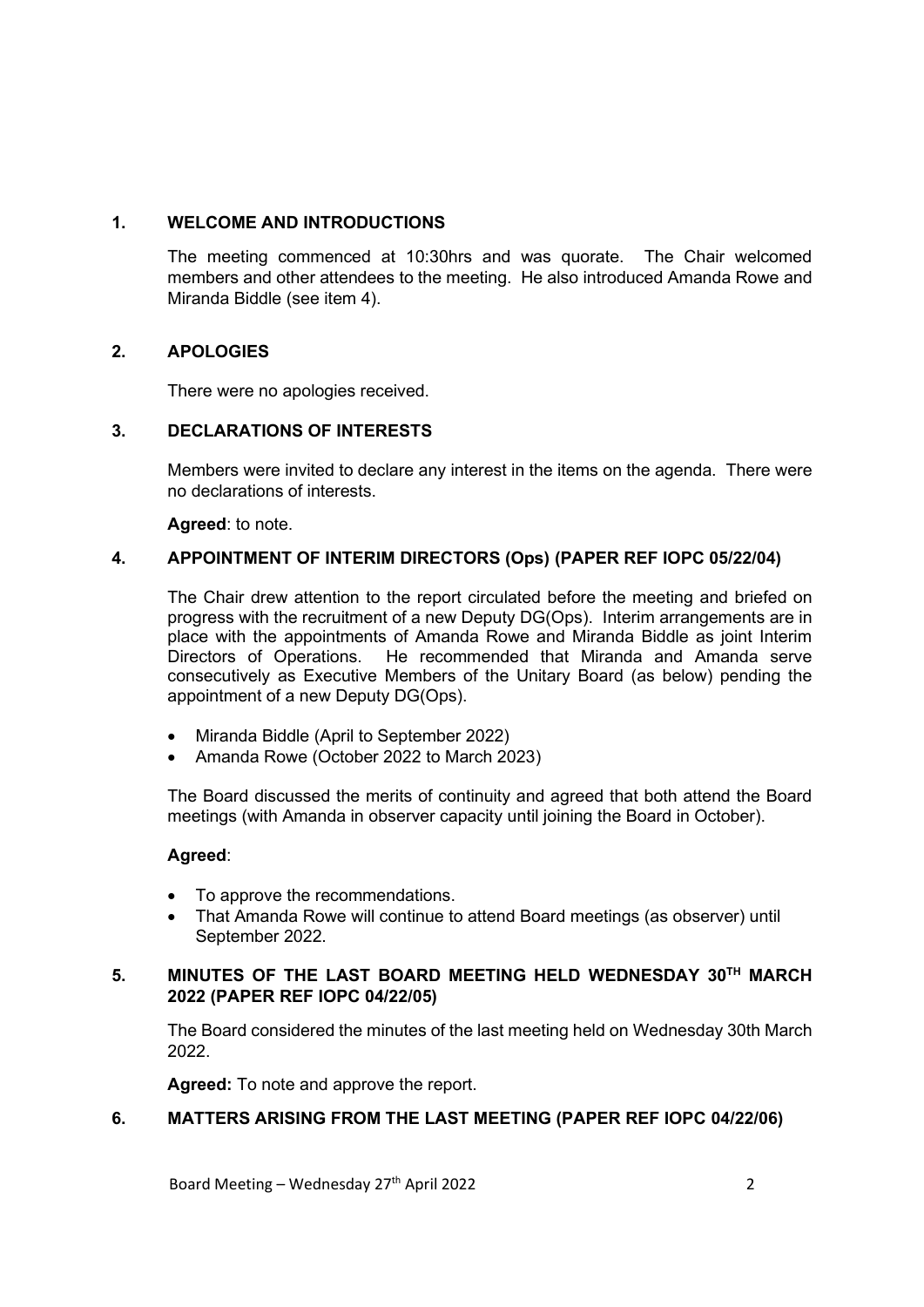## 1. WELCOME AND INTRODUCTIONS

The meeting commenced at 10:30hrs and was quorate. The Chair welcomed members and other attendees to the meeting. He also introduced Amanda Rowe and Miranda Biddle (see item 4).

## 2. APOLOGIES

There were no apologies received.

## 3. DECLARATIONS OF INTERESTS

Members were invited to declare any interest in the items on the agenda. There were no declarations of interests.

**Agreed**: to note.

## 4. APPOINTMENT OF INTERIM DIRECTORS (Ops) (PAPER REF IOPC 05/22/04)

The Chair drew attention to the report circulated before the meeting and briefed on progress with the recruitment of a new Deputy DG(Ops). Interim arrangements are in place with the appointments of Amanda Rowe and Miranda Biddle as joint Interim Directors of Operations. He recommended that Miranda and Amanda serve consecutively as Executive Members of the Unitary Board (as below) pending the appointment of a new Deputy DG(Ops).

- Miranda Biddle (April to September 2022)
- Amanda Rowe (October 2022 to March 2023)

The Board discussed the merits of continuity and agreed that both attend the Board meetings (with Amanda in observer capacity until joining the Board in October).

**Agreed**:

- To approve the recommendations.
- That Amanda Rowe will continue to attend Board meetings (as observer) until September 2022.

## 5. MINUTES OF THE LAST BOARD MEETING HELD WEDNESDAY 30TH MARCH 2022 (PAPER REF IOPC 04/22/05)

The Board considered the minutes of the last meeting held on Wednesday 30th March 2022.

**Agreed:** To note and approve the report.

## 6. MATTERS ARISING FROM THE LAST MEETING (PAPER REF IOPC 04/22/06)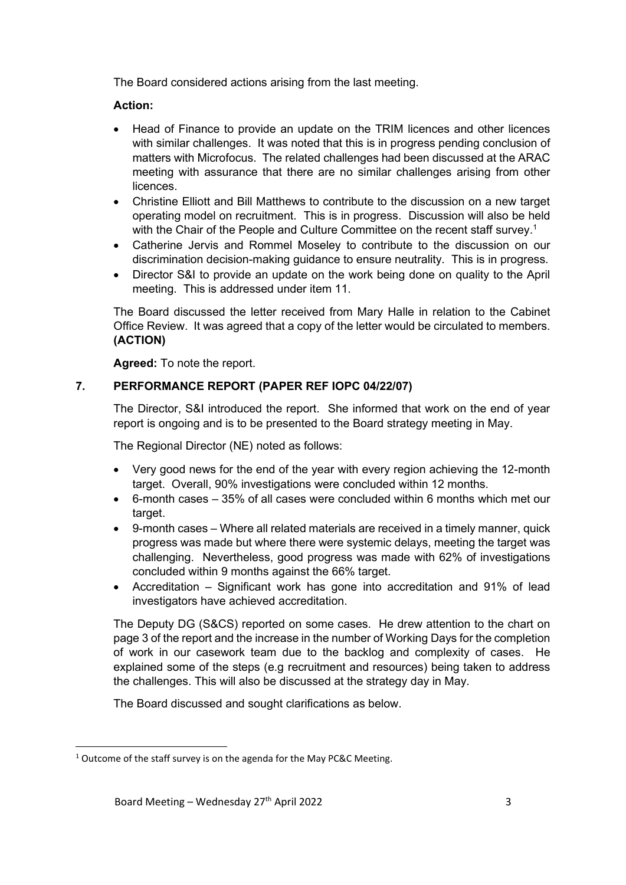The Board considered actions arising from the last meeting.

**Action:**

- Head of Finance to provide an update on the TRIM licences and other licences with similar challenges. It was noted that this is in progress pending conclusion of matters with Microfocus. The related challenges had been discussed at the ARAC meeting with assurance that there are no similar challenges arising from other licences.
- Christine Elliott and Bill Matthews to contribute to the discussion on a new target operating model on recruitment. This is in progress. Discussion will also be held with the Chair of the People and Culture Committee on the recent staff survey.[1]
- Catherine Jervis and Rommel Moseley to contribute to the discussion on our discrimination decision-making guidance to ensure neutrality. This is in progress.
- Director S&I to provide an update on the work being done on quality to the April meeting. This is addressed under item 11.

The Board discussed the letter received from Mary Halle in relation to the Cabinet Office Review. It was agreed that a copy of the letter would be circulated to members. **(ACTION)**

**Agreed:** To note the report.

## 7. PERFORMANCE REPORT (PAPER REF IOPC 04/22/07)

The Director, S&I introduced the report. She informed that work on the end of year report is ongoing and is to be presented to the Board strategy meeting in May.

The Regional Director (NE) noted as follows:

- Very good news for the end of the year with every region achieving the 12-month target. Overall, 90% investigations were concluded within 12 months.
- 6-month cases – 35% of all cases were concluded within 6 months which met our target.
- 9-month cases – Where all related materials are received in a timely manner, quick progress was made but where there were systemic delays, meeting the target was challenging. Nevertheless, good progress was made with 62% of investigations concluded within 9 months against the 66% target.
- Accreditation – Significant work has gone into accreditation and 91% of lead investigators have achieved accreditation.

The Deputy DG (S&CS) reported on some cases. He drew attention to the chart on page 3 of the report and the increase in the number of Working Days for the completion of work in our casework team due to the backlog and complexity of cases. He explained some of the steps (e.g recruitment and resources) being taken to address the challenges. This will also be discussed at the strategy day in May.

The Board discussed and sought clarifications as below.

[1] Outcome of the staff survey is on the agenda for the May PC&C Meeting.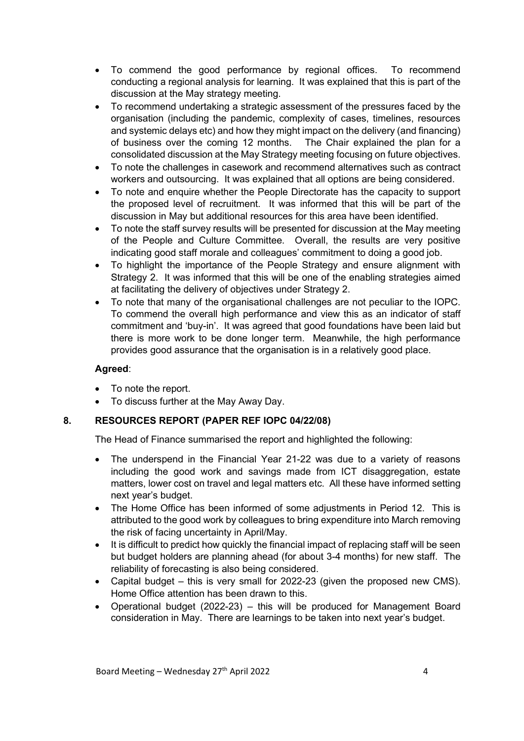- To commend the good performance by regional offices. To recommend conducting a regional analysis for learning. It was explained that this is part of the discussion at the May strategy meeting.
- To recommend undertaking a strategic assessment of the pressures faced by the organisation (including the pandemic, complexity of cases, timelines, resources and systemic delays etc) and how they might impact on the delivery (and financing) of business over the coming 12 months. The Chair explained the plan for a consolidated discussion at the May Strategy meeting focusing on future objectives.
- To note the challenges in casework and recommend alternatives such as contract workers and outsourcing. It was explained that all options are being considered.
- To note and enquire whether the People Directorate has the capacity to support the proposed level of recruitment. It was informed that this will be part of the discussion in May but additional resources for this area have been identified.
- To note the staff survey results will be presented for discussion at the May meeting of the People and Culture Committee. Overall, the results are very positive indicating good staff morale and colleagues' commitment to doing a good job.
- To highlight the importance of the People Strategy and ensure alignment with Strategy 2. It was informed that this will be one of the enabling strategies aimed at facilitating the delivery of objectives under Strategy 2.
- To note that many of the organisational challenges are not peculiar to the IOPC. To commend the overall high performance and view this as an indicator of staff commitment and 'buy-in'. It was agreed that good foundations have been laid but there is more work to be done longer term. Meanwhile, the high performance provides good assurance that the organisation is in a relatively good place.

**Agreed**:

- To note the report.
- To discuss further at the May Away Day.

## 8. RESOURCES REPORT (PAPER REF IOPC 04/22/08)

The Head of Finance summarised the report and highlighted the following:

- The underspend in the Financial Year 21-22 was due to a variety of reasons including the good work and savings made from ICT disaggregation, estate matters, lower cost on travel and legal matters etc. All these have informed setting next year's budget.
- The Home Office has been informed of some adjustments in Period 12. This is attributed to the good work by colleagues to bring expenditure into March removing the risk of facing uncertainty in April/May.
- It is difficult to predict how quickly the financial impact of replacing staff will be seen but budget holders are planning ahead (for about 3-4 months) for new staff. The reliability of forecasting is also being considered.
- Capital budget – this is very small for 2022-23 (given the proposed new CMS). Home Office attention has been drawn to this.
- Operational budget (2022-23) – this will be produced for Management Board consideration in May. There are learnings to be taken into next year's budget.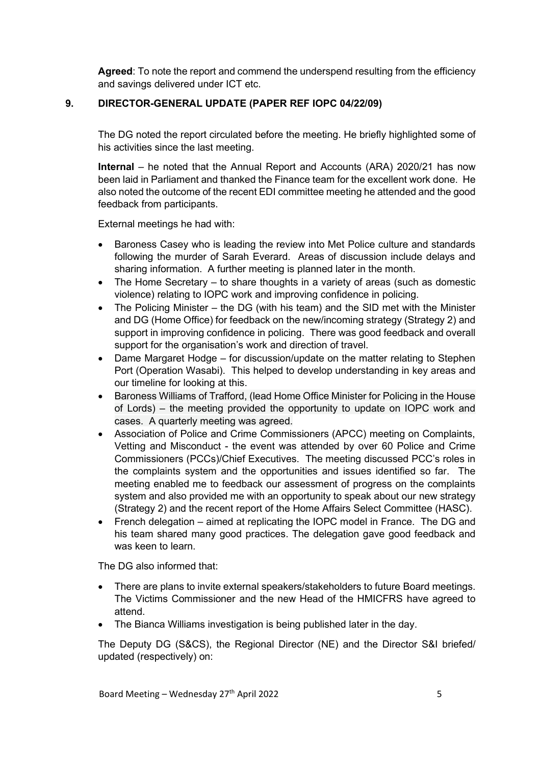**Agreed**: To note the report and commend the underspend resulting from the efficiency and savings delivered under ICT etc.

## 9. DIRECTOR-GENERAL UPDATE (PAPER REF IOPC 04/22/09)

The DG noted the report circulated before the meeting. He briefly highlighted some of his activities since the last meeting.

**Internal** – he noted that the Annual Report and Accounts (ARA) 2020/21 has now been laid in Parliament and thanked the Finance team for the excellent work done. He also noted the outcome of the recent EDI committee meeting he attended and the good feedback from participants.

External meetings he had with:

- Baroness Casey who is leading the review into Met Police culture and standards following the murder of Sarah Everard. Areas of discussion include delays and sharing information. A further meeting is planned later in the month.
- The Home Secretary – to share thoughts in a variety of areas (such as domestic violence) relating to IOPC work and improving confidence in policing.
- The Policing Minister – the DG (with his team) and the SID met with the Minister and DG (Home Office) for feedback on the new/incoming strategy (Strategy 2) and support in improving confidence in policing. There was good feedback and overall support for the organisation's work and direction of travel.
- Dame Margaret Hodge – for discussion/update on the matter relating to Stephen Port (Operation Wasabi). This helped to develop understanding in key areas and our timeline for looking at this.
- Baroness Williams of Trafford, (lead Home Office Minister for Policing in the House of Lords) – the meeting provided the opportunity to update on IOPC work and cases. A quarterly meeting was agreed.
- Association of Police and Crime Commissioners (APCC) meeting on Complaints, Vetting and Misconduct - the event was attended by over 60 Police and Crime Commissioners (PCCs)/Chief Executives. The meeting discussed PCC's roles in the complaints system and the opportunities and issues identified so far. The meeting enabled me to feedback our assessment of progress on the complaints system and also provided me with an opportunity to speak about our new strategy (Strategy 2) and the recent report of the Home Affairs Select Committee (HASC).
- French delegation – aimed at replicating the IOPC model in France. The DG and his team shared many good practices. The delegation gave good feedback and was keen to learn.

The DG also informed that:

- There are plans to invite external speakers/stakeholders to future Board meetings. The Victims Commissioner and the new Head of the HMICFRS have agreed to attend.
- The Bianca Williams investigation is being published later in the day.

The Deputy DG (S&CS), the Regional Director (NE) and the Director S&I briefed/ updated (respectively) on: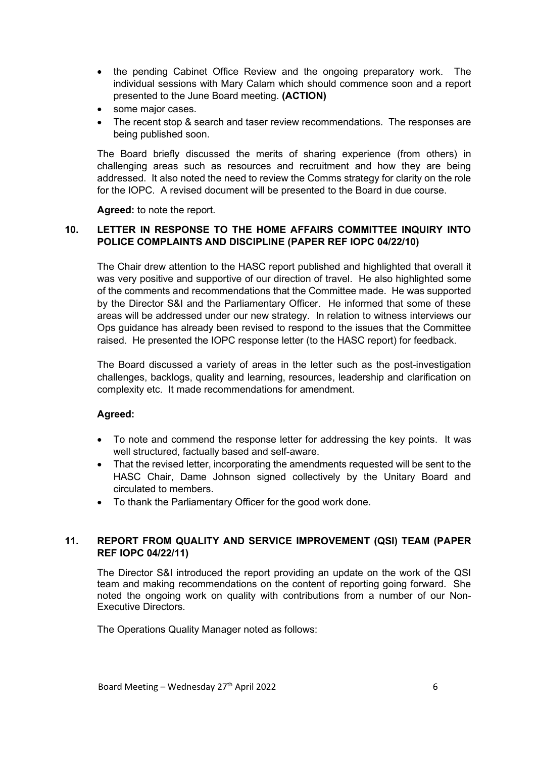- the pending Cabinet Office Review and the ongoing preparatory work. The individual sessions with Mary Calam which should commence soon and a report presented to the June Board meeting. **(ACTION)**
- some major cases.
- The recent stop & search and taser review recommendations. The responses are being published soon.

The Board briefly discussed the merits of sharing experience (from others) in challenging areas such as resources and recruitment and how they are being addressed. It also noted the need to review the Comms strategy for clarity on the role for the IOPC. A revised document will be presented to the Board in due course.

**Agreed:** to note the report.

## 10. LETTER IN RESPONSE TO THE HOME AFFAIRS COMMITTEE INQUIRY INTO POLICE COMPLAINTS AND DISCIPLINE (PAPER REF IOPC 04/22/10)

The Chair drew attention to the HASC report published and highlighted that overall it was very positive and supportive of our direction of travel. He also highlighted some of the comments and recommendations that the Committee made. He was supported by the Director S&I and the Parliamentary Officer. He informed that some of these areas will be addressed under our new strategy. In relation to witness interviews our Ops guidance has already been revised to respond to the issues that the Committee raised. He presented the IOPC response letter (to the HASC report) for feedback.

The Board discussed a variety of areas in the letter such as the post-investigation challenges, backlogs, quality and learning, resources, leadership and clarification on complexity etc. It made recommendations for amendment.

**Agreed:**

- To note and commend the response letter for addressing the key points. It was well structured, factually based and self-aware.
- That the revised letter, incorporating the amendments requested will be sent to the HASC Chair, Dame Johnson signed collectively by the Unitary Board and circulated to members.
- To thank the Parliamentary Officer for the good work done.

## 11. REPORT FROM QUALITY AND SERVICE IMPROVEMENT (QSI) TEAM (PAPER REF IOPC 04/22/11)

The Director S&I introduced the report providing an update on the work of the QSI team and making recommendations on the content of reporting going forward. She noted the ongoing work on quality with contributions from a number of our Non-Executive Directors.

The Operations Quality Manager noted as follows: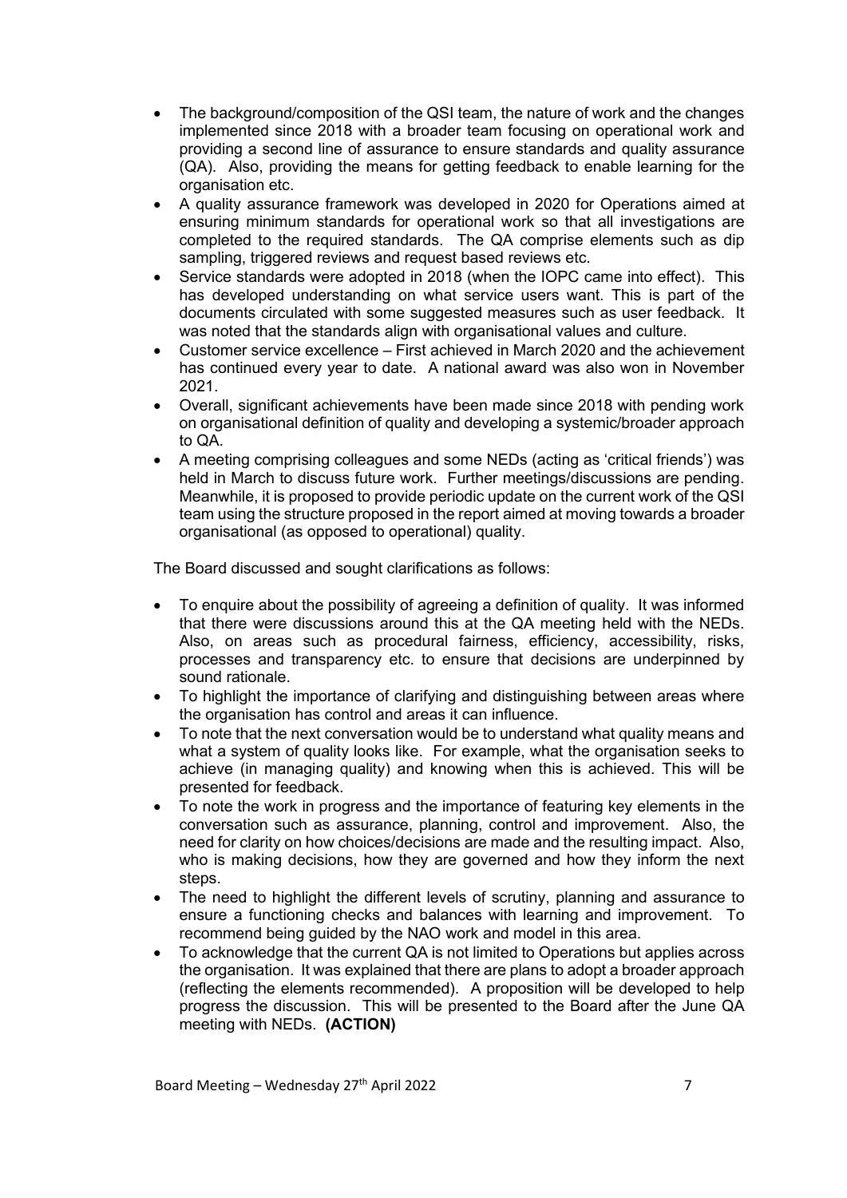- The background/composition of the QSI team, the nature of work and the changes implemented since 2018 with a broader team focusing on operational work and providing a second line of assurance to ensure standards and quality assurance (QA). Also, providing the means for getting feedback to enable learning for the organisation etc.
- A quality assurance framework was developed in 2020 for Operations aimed at ensuring minimum standards for operational work so that all investigations are completed to the required standards. The QA comprise elements such as dip sampling, triggered reviews and request based reviews etc.
- Service standards were adopted in 2018 (when the IOPC came into effect). This has developed understanding on what service users want. This is part of the documents circulated with some suggested measures such as user feedback. It was noted that the standards align with organisational values and culture.
- Customer service excellence – First achieved in March 2020 and the achievement has continued every year to date. A national award was also won in November 2021.
- Overall, significant achievements have been made since 2018 with pending work on organisational definition of quality and developing a systemic/broader approach to QA.
- A meeting comprising colleagues and some NEDs (acting as 'critical friends') was held in March to discuss future work. Further meetings/discussions are pending. Meanwhile, it is proposed to provide periodic update on the current work of the QSI team using the structure proposed in the report aimed at moving towards a broader organisational (as opposed to operational) quality.

The Board discussed and sought clarifications as follows:

- To enquire about the possibility of agreeing a definition of quality. It was informed that there were discussions around this at the QA meeting held with the NEDs. Also, on areas such as procedural fairness, efficiency, accessibility, risks, processes and transparency etc. to ensure that decisions are underpinned by sound rationale.
- To highlight the importance of clarifying and distinguishing between areas where the organisation has control and areas it can influence.
- To note that the next conversation would be to understand what quality means and what a system of quality looks like. For example, what the organisation seeks to achieve (in managing quality) and knowing when this is achieved. This will be presented for feedback.
- To note the work in progress and the importance of featuring key elements in the conversation such as assurance, planning, control and improvement. Also, the need for clarity on how choices/decisions are made and the resulting impact. Also, who is making decisions, how they are governed and how they inform the next steps.
- The need to highlight the different levels of scrutiny, planning and assurance to ensure a functioning checks and balances with learning and improvement. To recommend being guided by the NAO work and model in this area.
- To acknowledge that the current QA is not limited to Operations but applies across the organisation. It was explained that there are plans to adopt a broader approach (reflecting the elements recommended). A proposition will be developed to help progress the discussion. This will be presented to the Board after the June QA meeting with NEDs. **(ACTION)**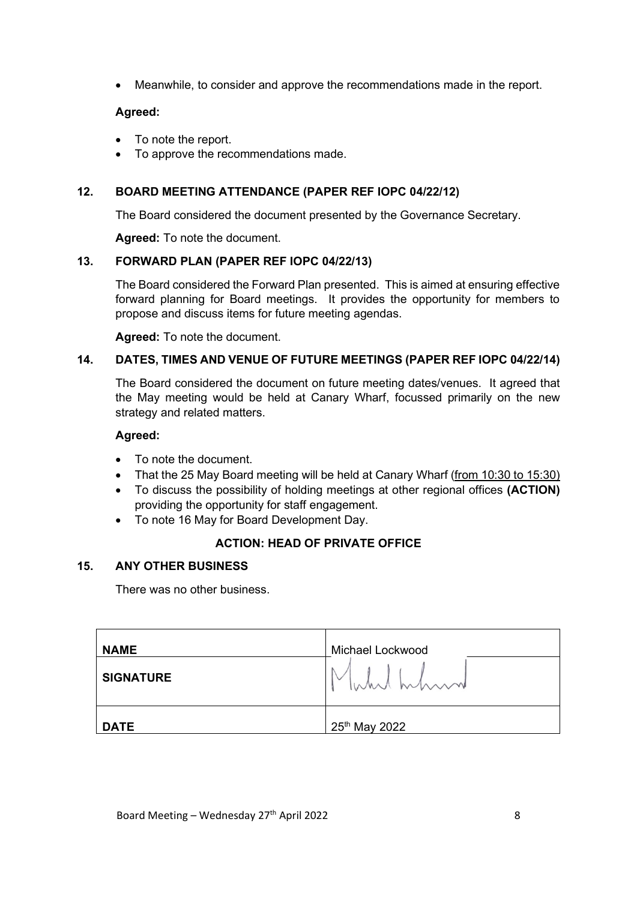- Meanwhile, to consider and approve the recommendations made in the report.

**Agreed:**

- To note the report.
- To approve the recommendations made.

### 12. BOARD MEETING ATTENDANCE (PAPER REF IOPC 04/22/12)

The Board considered the document presented by the Governance Secretary.

**Agreed:** To note the document.

### 13. FORWARD PLAN (PAPER REF IOPC 04/22/13)

The Board considered the Forward Plan presented. This is aimed at ensuring effective forward planning for Board meetings. It provides the opportunity for members to propose and discuss items for future meeting agendas.

**Agreed:** To note the document.

### 14. DATES, TIMES AND VENUE OF FUTURE MEETINGS (PAPER REF IOPC 04/22/14)

The Board considered the document on future meeting dates/venues. It agreed that the May meeting would be held at Canary Wharf, focussed primarily on the new strategy and related matters.

**Agreed:**

- To note the document.
- That the 25 May Board meeting will be held at Canary Wharf (from 10:30 to 15:30)
- To discuss the possibility of holding meetings at other regional offices **(ACTION)** providing the opportunity for staff engagement.
- To note 16 May for Board Development Day.

**ACTION: HEAD OF PRIVATE OFFICE**

### 15. ANY OTHER BUSINESS

There was no other business.

| **NAME** | Michael Lockwood |
|---|---|
| **SIGNATURE** | [signature] |
| **DATE** | 25th May 2022 |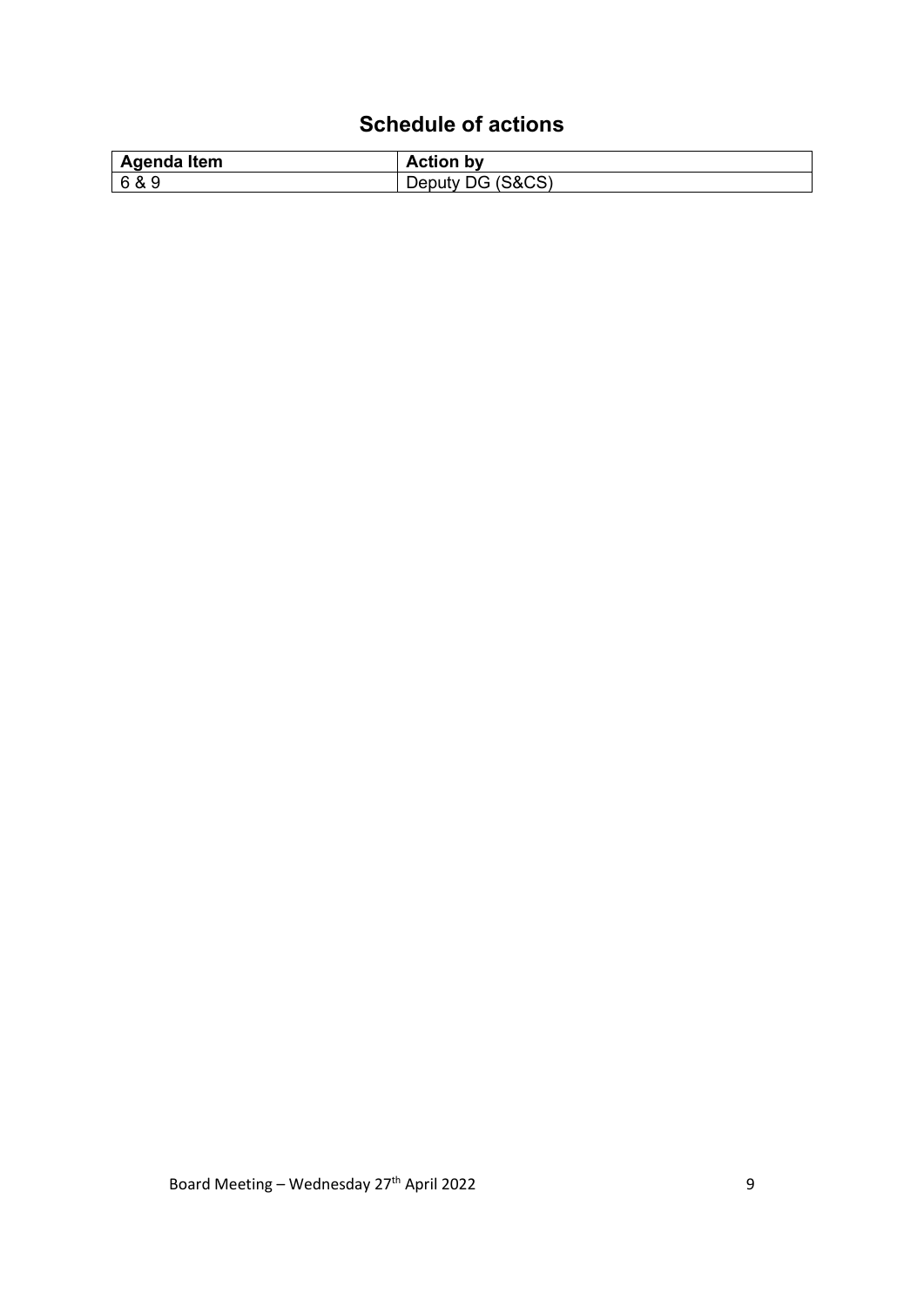## Schedule of actions

| Agenda Item | Action by |
| --- | --- |
| 6 & 9 | Deputy DG (S&CS) |